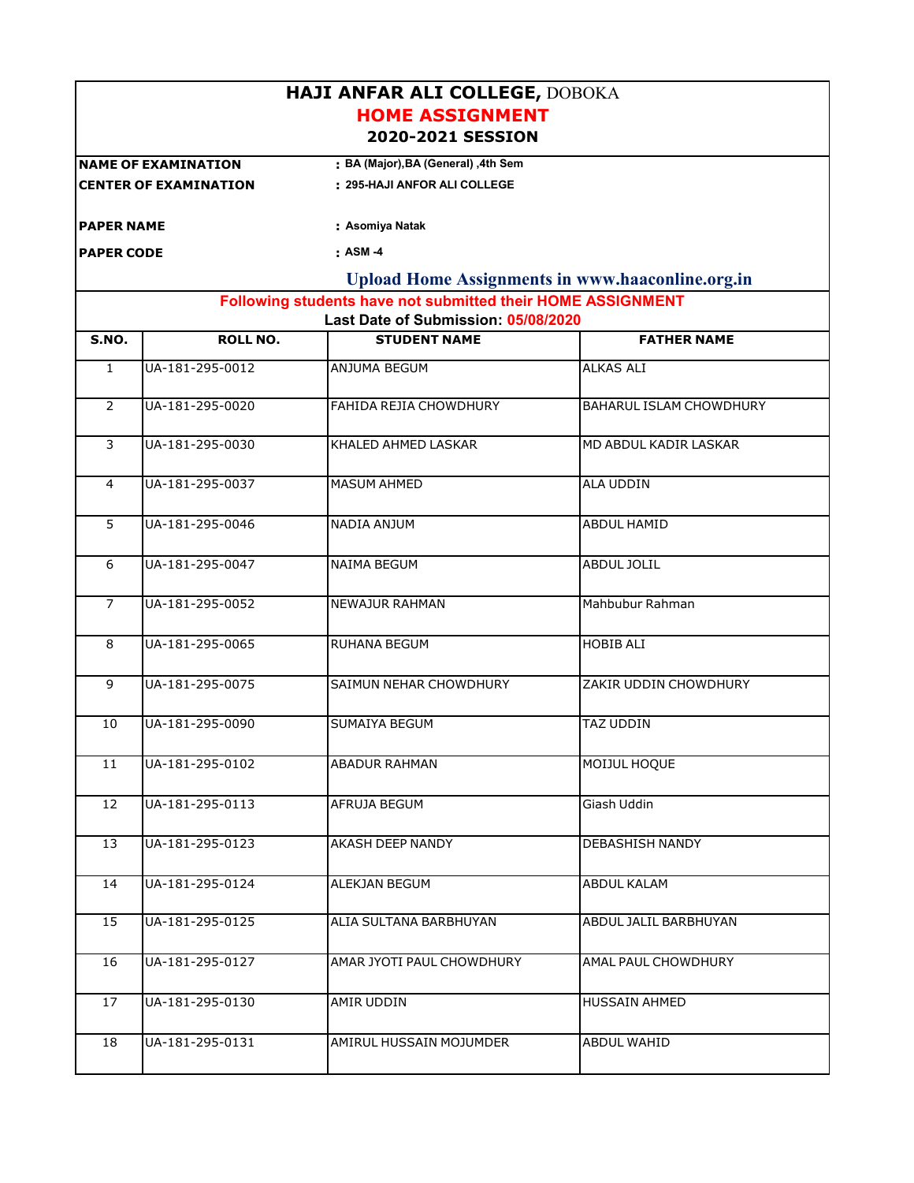# HAJI ANFAR ALI COLLEGE, DOBOKA

## HOME ASSIGNMENT

### 2020-2021 SESSION

**NAME OF EXAMINATION** : BA (Major),BA (General) ,4th Sem

**CENTER OF EXAMINATION** : 295-HAJI ANFOR ALI COLLEGE

**PAPER NAME** : Asomiya Natak

**PAPER CODE** : ASM -4

**Upload Home Assignments in www.haaconline.org.in**

**Following students have not submitted their HOME ASSIGNMENT**

**Last Date of Submission: 05/08/2020**

| S.NO. | ROLL NO. | STUDENT NAME | FATHER NAME |
|---|---|---|---|
| 1 | UA-181-295-0012 | ANJUMA BEGUM | ALKAS ALI |
| 2 | UA-181-295-0020 | FAHIDA REJIA CHOWDHURY | BAHARUL ISLAM CHOWDHURY |
| 3 | UA-181-295-0030 | KHALED AHMED LASKAR | MD ABDUL KADIR LASKAR |
| 4 | UA-181-295-0037 | MASUM AHMED | ALA UDDIN |
| 5 | UA-181-295-0046 | NADIA ANJUM | ABDUL HAMID |
| 6 | UA-181-295-0047 | NAIMA BEGUM | ABDUL JOLIL |
| 7 | UA-181-295-0052 | NEWAJUR RAHMAN | Mahbubur Rahman |
| 8 | UA-181-295-0065 | RUHANA BEGUM | HOBIB ALI |
| 9 | UA-181-295-0075 | SAIMUN NEHAR CHOWDHURY | ZAKIR UDDIN CHOWDHURY |
| 10 | UA-181-295-0090 | SUMAIYA BEGUM | TAZ UDDIN |
| 11 | UA-181-295-0102 | ABADUR RAHMAN | MOIJUL HOQUE |
| 12 | UA-181-295-0113 | AFRUJA BEGUM | Giash Uddin |
| 13 | UA-181-295-0123 | AKASH DEEP NANDY | DEBASHISH NANDY |
| 14 | UA-181-295-0124 | ALEKJAN BEGUM | ABDUL KALAM |
| 15 | UA-181-295-0125 | ALIA SULTANA BARBHUYAN | ABDUL JALIL BARBHUYAN |
| 16 | UA-181-295-0127 | AMAR JYOTI PAUL CHOWDHURY | AMAL PAUL CHOWDHURY |
| 17 | UA-181-295-0130 | AMIR UDDIN | HUSSAIN AHMED |
| 18 | UA-181-295-0131 | AMIRUL HUSSAIN MOJUMDER | ABDUL WAHID |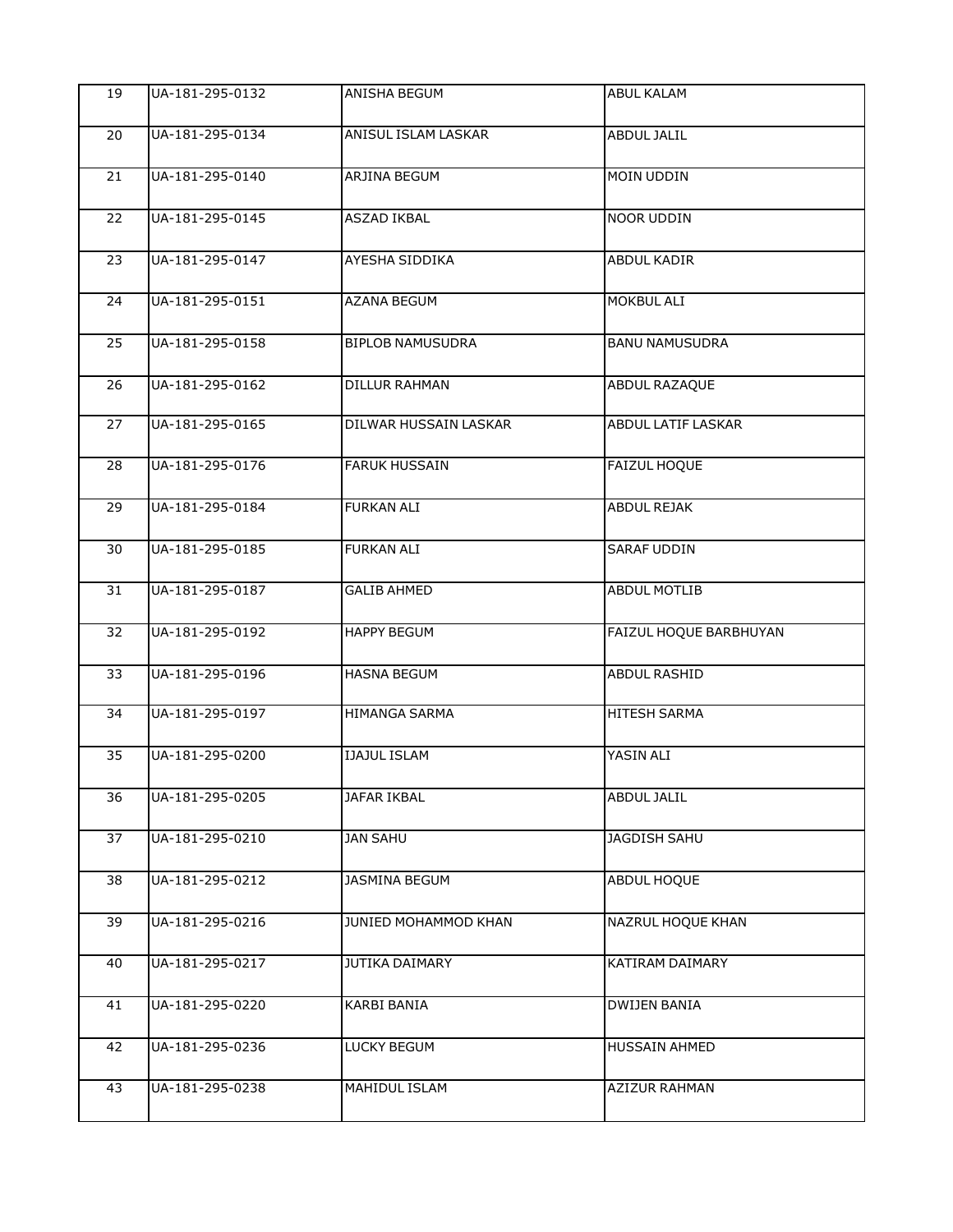| 19 | UA-181-295-0132 | ANISHA BEGUM | ABUL KALAM |
|---|---|---|---|
| 20 | UA-181-295-0134 | ANISUL ISLAM LASKAR | ABDUL JALIL |
| 21 | UA-181-295-0140 | ARJINA BEGUM | MOIN UDDIN |
| 22 | UA-181-295-0145 | ASZAD IKBAL | NOOR UDDIN |
| 23 | UA-181-295-0147 | AYESHA SIDDIKA | ABDUL KADIR |
| 24 | UA-181-295-0151 | AZANA BEGUM | MOKBUL ALI |
| 25 | UA-181-295-0158 | BIPLOB NAMUSUDRA | BANU NAMUSUDRA |
| 26 | UA-181-295-0162 | DILLUR RAHMAN | ABDUL RAZAQUE |
| 27 | UA-181-295-0165 | DILWAR HUSSAIN LASKAR | ABDUL LATIF LASKAR |
| 28 | UA-181-295-0176 | FARUK HUSSAIN | FAIZUL HOQUE |
| 29 | UA-181-295-0184 | FURKAN ALI | ABDUL REJAK |
| 30 | UA-181-295-0185 | FURKAN ALI | SARAF UDDIN |
| 31 | UA-181-295-0187 | GALIB AHMED | ABDUL MOTLIB |
| 32 | UA-181-295-0192 | HAPPY BEGUM | FAIZUL HOQUE BARBHUYAN |
| 33 | UA-181-295-0196 | HASNA BEGUM | ABDUL RASHID |
| 34 | UA-181-295-0197 | HIMANGA SARMA | HITESH SARMA |
| 35 | UA-181-295-0200 | IJAJUL ISLAM | YASIN ALI |
| 36 | UA-181-295-0205 | JAFAR IKBAL | ABDUL JALIL |
| 37 | UA-181-295-0210 | JAN SAHU | JAGDISH SAHU |
| 38 | UA-181-295-0212 | JASMINA BEGUM | ABDUL HOQUE |
| 39 | UA-181-295-0216 | JUNIED MOHAMMOD KHAN | NAZRUL HOQUE KHAN |
| 40 | UA-181-295-0217 | JUTIKA DAIMARY | KATIRAM DAIMARY |
| 41 | UA-181-295-0220 | KARBI BANIA | DWIJEN BANIA |
| 42 | UA-181-295-0236 | LUCKY BEGUM | HUSSAIN AHMED |
| 43 | UA-181-295-0238 | MAHIDUL ISLAM | AZIZUR RAHMAN |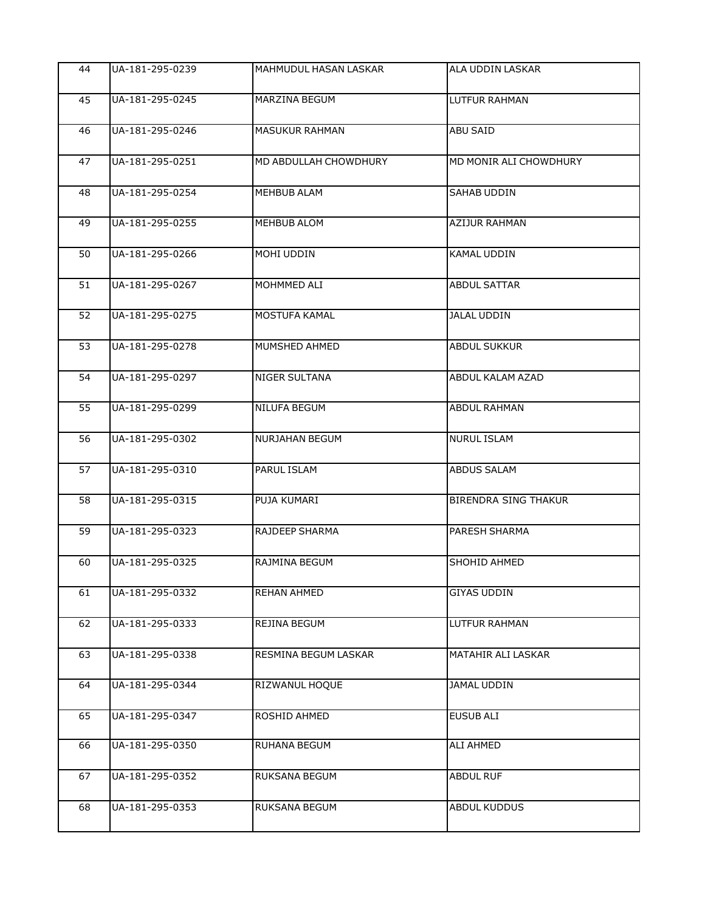| 44 | UA-181-295-0239 | MAHMUDUL HASAN LASKAR | ALA UDDIN LASKAR |
|---|---|---|---|
| 45 | UA-181-295-0245 | MARZINA BEGUM | LUTFUR RAHMAN |
| 46 | UA-181-295-0246 | MASUKUR RAHMAN | ABU SAID |
| 47 | UA-181-295-0251 | MD ABDULLAH CHOWDHURY | MD MONIR ALI CHOWDHURY |
| 48 | UA-181-295-0254 | MEHBUB ALAM | SAHAB UDDIN |
| 49 | UA-181-295-0255 | MEHBUB ALOM | AZIJUR RAHMAN |
| 50 | UA-181-295-0266 | MOHI UDDIN | KAMAL UDDIN |
| 51 | UA-181-295-0267 | MOHMMED ALI | ABDUL SATTAR |
| 52 | UA-181-295-0275 | MOSTUFA KAMAL | JALAL UDDIN |
| 53 | UA-181-295-0278 | MUMSHED AHMED | ABDUL SUKKUR |
| 54 | UA-181-295-0297 | NIGER SULTANA | ABDUL KALAM AZAD |
| 55 | UA-181-295-0299 | NILUFA BEGUM | ABDUL RAHMAN |
| 56 | UA-181-295-0302 | NURJAHAN BEGUM | NURUL ISLAM |
| 57 | UA-181-295-0310 | PARUL ISLAM | ABDUS SALAM |
| 58 | UA-181-295-0315 | PUJA KUMARI | BIRENDRA SING THAKUR |
| 59 | UA-181-295-0323 | RAJDEEP SHARMA | PARESH SHARMA |
| 60 | UA-181-295-0325 | RAJMINA BEGUM | SHOHID AHMED |
| 61 | UA-181-295-0332 | REHAN AHMED | GIYAS UDDIN |
| 62 | UA-181-295-0333 | REJINA BEGUM | LUTFUR RAHMAN |
| 63 | UA-181-295-0338 | RESMINA BEGUM LASKAR | MATAHIR ALI LASKAR |
| 64 | UA-181-295-0344 | RIZWANUL HOQUE | JAMAL UDDIN |
| 65 | UA-181-295-0347 | ROSHID AHMED | EUSUB ALI |
| 66 | UA-181-295-0350 | RUHANA BEGUM | ALI AHMED |
| 67 | UA-181-295-0352 | RUKSANA BEGUM | ABDUL RUF |
| 68 | UA-181-295-0353 | RUKSANA BEGUM | ABDUL KUDDUS |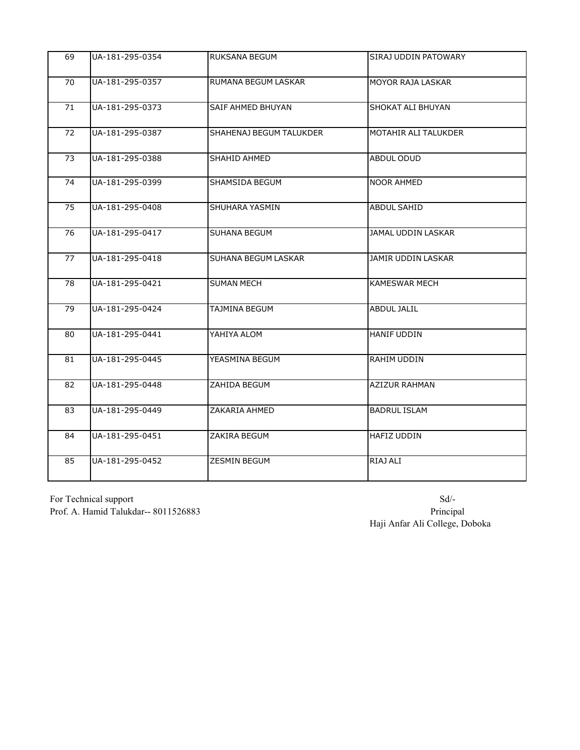| | | | |
|---|---|---|---|
| 69 | UA-181-295-0354 | RUKSANA BEGUM | SIRAJ UDDIN PATOWARY |
| 70 | UA-181-295-0357 | RUMANA BEGUM LASKAR | MOYOR RAJA LASKAR |
| 71 | UA-181-295-0373 | SAIF AHMED BHUYAN | SHOKAT ALI BHUYAN |
| 72 | UA-181-295-0387 | SHAHENAJ BEGUM TALUKDER | MOTAHIR ALI TALUKDER |
| 73 | UA-181-295-0388 | SHAHID AHMED | ABDUL ODUD |
| 74 | UA-181-295-0399 | SHAMSIDA BEGUM | NOOR AHMED |
| 75 | UA-181-295-0408 | SHUHARA YASMIN | ABDUL SAHID |
| 76 | UA-181-295-0417 | SUHANA BEGUM | JAMAL UDDIN LASKAR |
| 77 | UA-181-295-0418 | SUHANA BEGUM LASKAR | JAMIR UDDIN LASKAR |
| 78 | UA-181-295-0421 | SUMAN MECH | KAMESWAR MECH |
| 79 | UA-181-295-0424 | TAJMINA BEGUM | ABDUL JALIL |
| 80 | UA-181-295-0441 | YAHIYA ALOM | HANIF UDDIN |
| 81 | UA-181-295-0445 | YEASMINA BEGUM | RAHIM UDDIN |
| 82 | UA-181-295-0448 | ZAHIDA BEGUM | AZIZUR RAHMAN |
| 83 | UA-181-295-0449 | ZAKARIA AHMED | BADRUL ISLAM |
| 84 | UA-181-295-0451 | ZAKIRA BEGUM | HAFIZ UDDIN |
| 85 | UA-181-295-0452 | ZESMIN BEGUM | RIAJ ALI |

For Technical support
Prof. A. Hamid Talukdar-- 8011526883

Sd/-
Principal
Haji Anfar Ali College, Doboka